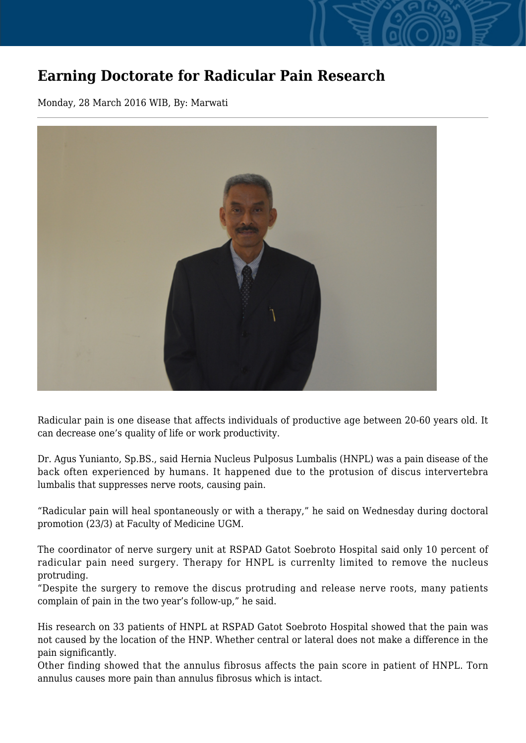# Earning Doctorate for Radicular Pain Research

Monday, 28 March 2016 WIB, By: Marwati

---

Radicular pain is one disease that affects individuals of productive age between 20-60 years old. It can decrease one's quality of life or work productivity.

Dr. Agus Yunianto, Sp.BS., said Hernia Nucleus Pulposus Lumbalis (HNPL) was a pain disease of the back often experienced by humans. It happened due to the protusion of discus intervertebra lumbalis that suppresses nerve roots, causing pain.

"Radicular pain will heal spontaneously or with a therapy," he said on Wednesday during doctoral promotion (23/3) at Faculty of Medicine UGM.

The coordinator of nerve surgery unit at RSPAD Gatot Soebroto Hospital said only 10 percent of radicular pain need surgery. Therapy for HNPL is currenlty limited to remove the nucleus protruding.
"Despite the surgery to remove the discus protruding and release nerve roots, many patients complain of pain in the two year's follow-up," he said.

His research on 33 patients of HNPL at RSPAD Gatot Soebroto Hospital showed that the pain was not caused by the location of the HNP. Whether central or lateral does not make a difference in the pain significantly.
Other finding showed that the annulus fibrosus affects the pain score in patient of HNPL. Torn annulus causes more pain than annulus fibrosus which is intact.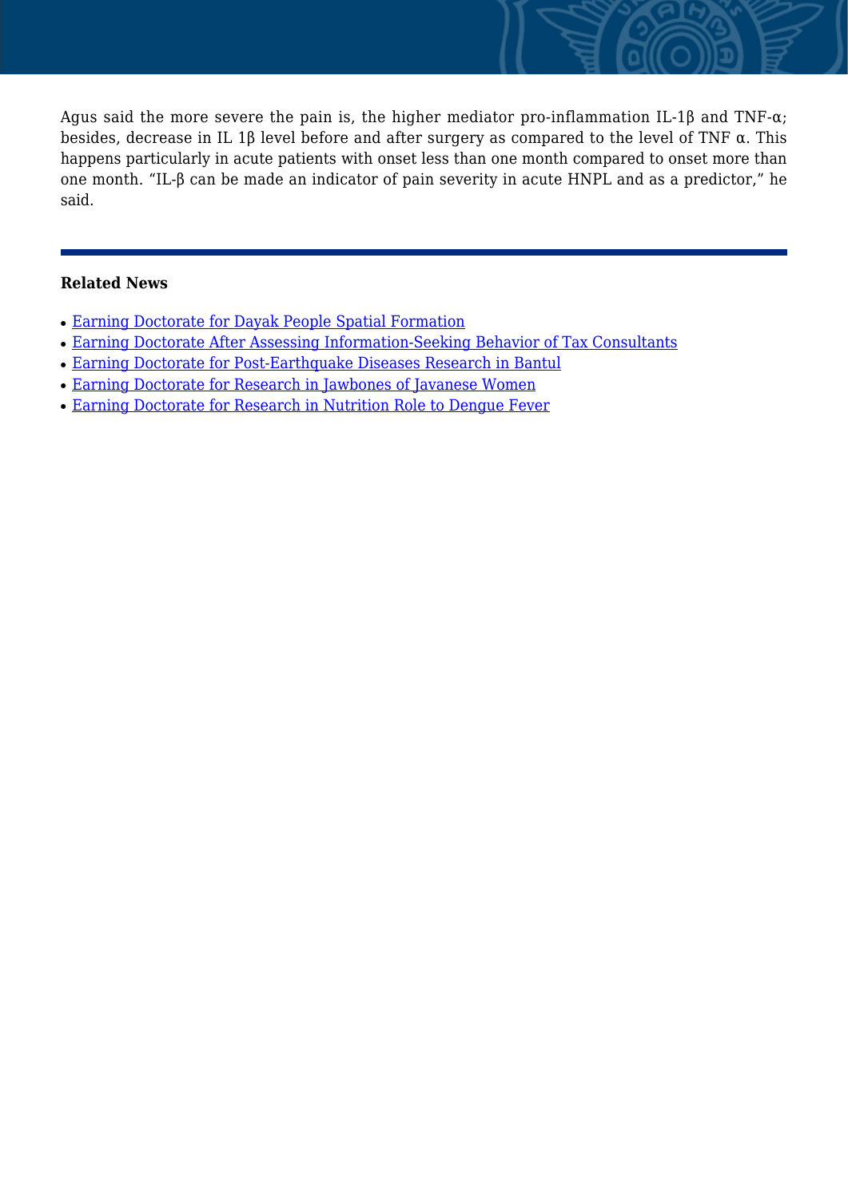Agus said the more severe the pain is, the higher mediator pro-inflammation IL-1β and TNF-α; besides, decrease in IL 1β level before and after surgery as compared to the level of TNF α. This happens particularly in acute patients with onset less than one month compared to onset more than one month. “IL-β can be made an indicator of pain severity in acute HNPL and as a predictor,” he said.

---

**Related News**

- Earning Doctorate for Dayak People Spatial Formation
- Earning Doctorate After Assessing Information-Seeking Behavior of Tax Consultants
- Earning Doctorate for Post-Earthquake Diseases Research in Bantul
- Earning Doctorate for Research in Jawbones of Javanese Women
- Earning Doctorate for Research in Nutrition Role to Dengue Fever